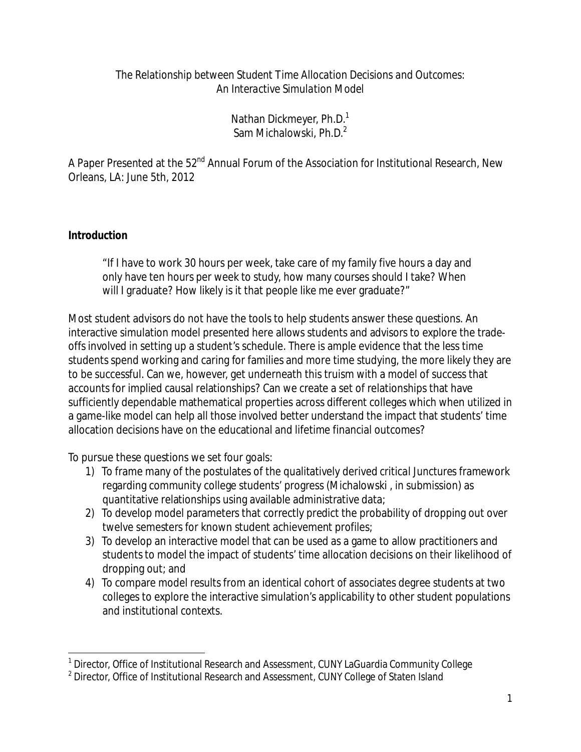# The Relationship between Student Time Allocation Decisions and Outcomes: *An Interactive Simulation Model*

Nathan Dickmeyer, Ph.D.[1]
Sam Michalowski, Ph.D.[2]

A Paper Presented at the 52nd Annual Forum of the Association for Institutional Research, New Orleans, LA: June 5th, 2012

## Introduction

> "If I have to work 30 hours per week, take care of my family five hours a day and only have ten hours per week to study, how many courses should I take? When will I graduate? How likely is it that people like me ever graduate?"

Most student advisors do not have the tools to help students answer these questions. An interactive simulation model presented here allows students and advisors to explore the trade-offs involved in setting up a student's schedule. There is ample evidence that the less time students spend working and caring for families and more time studying, the more likely they are to be successful. Can we, however, get underneath this truism with a model of success that accounts for implied causal relationships? Can we create a set of relationships that have sufficiently dependable mathematical properties across different colleges which when utilized in a game-like model can help all those involved better understand the impact that students' time allocation decisions have on the educational and lifetime financial outcomes?

To pursue these questions we set four goals:

1) To frame many of the postulates of the qualitatively derived critical Junctures framework regarding community college students' progress (Michalowski , in submission) as quantitative relationships using available administrative data;
2) To develop model parameters that correctly predict the probability of dropping out over twelve semesters for known student achievement profiles;
3) To develop an interactive model that can be used as a game to allow practitioners and students to model the impact of students' time allocation decisions on their likelihood of dropping out; and
4) To compare model results from an identical cohort of associates degree students at two colleges to explore the interactive simulation's applicability to other student populations and institutional contexts.

[1] Director, Office of Institutional Research and Assessment, CUNY LaGuardia Community College
[2] Director, Office of Institutional Research and Assessment, CUNY College of Staten Island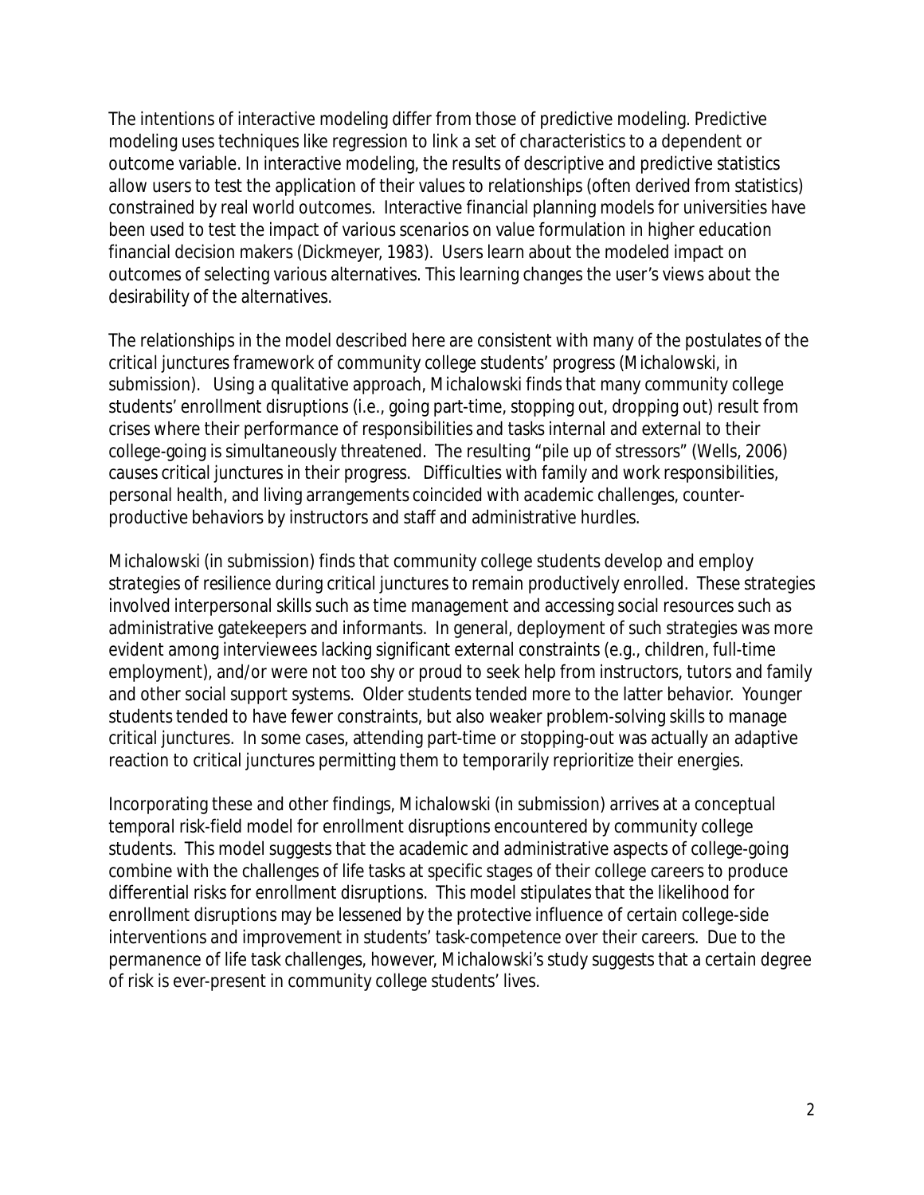The intentions of interactive modeling differ from those of predictive modeling. Predictive modeling uses techniques like regression to link a set of characteristics to a dependent or outcome variable. In interactive modeling, the results of descriptive and predictive statistics allow users to test the application of their values to relationships (often derived from statistics) constrained by real world outcomes. Interactive financial planning models for universities have been used to test the impact of various scenarios on value formulation in higher education financial decision makers (Dickmeyer, 1983). Users learn about the modeled impact on outcomes of selecting various alternatives. This learning changes the user's views about the desirability of the alternatives.

The relationships in the model described here are consistent with many of the postulates of the critical junctures framework of community college students' progress (Michalowski, in submission). Using a qualitative approach, Michalowski finds that many community college students' enrollment disruptions (i.e., going part-time, stopping out, dropping out) result from crises where their performance of responsibilities and tasks internal and external to their college-going is simultaneously threatened. The resulting "pile up of stressors" (Wells, 2006) causes critical junctures in their progress. Difficulties with family and work responsibilities, personal health, and living arrangements coincided with academic challenges, counter-productive behaviors by instructors and staff and administrative hurdles.

Michalowski (in submission) finds that community college students develop and employ strategies of resilience during critical junctures to remain productively enrolled. These strategies involved interpersonal skills such as time management and accessing social resources such as administrative gatekeepers and informants. In general, deployment of such strategies was more evident among interviewees lacking significant external constraints (e.g., children, full-time employment), and/or were not too shy or proud to seek help from instructors, tutors and family and other social support systems. Older students tended more to the latter behavior. Younger students tended to have fewer constraints, but also weaker problem-solving skills to manage critical junctures. In some cases, attending part-time or stopping-out was actually an adaptive reaction to critical junctures permitting them to temporarily reprioritize their energies.

Incorporating these and other findings, Michalowski (in submission) arrives at a conceptual temporal risk-field model for enrollment disruptions encountered by community college students. This model suggests that the academic and administrative aspects of college-going combine with the challenges of life tasks at specific stages of their college careers to produce differential risks for enrollment disruptions. This model stipulates that the likelihood for enrollment disruptions may be lessened by the protective influence of certain college-side interventions and improvement in students' task-competence over their careers. Due to the permanence of life task challenges, however, Michalowski's study suggests that a certain degree of risk is ever-present in community college students' lives.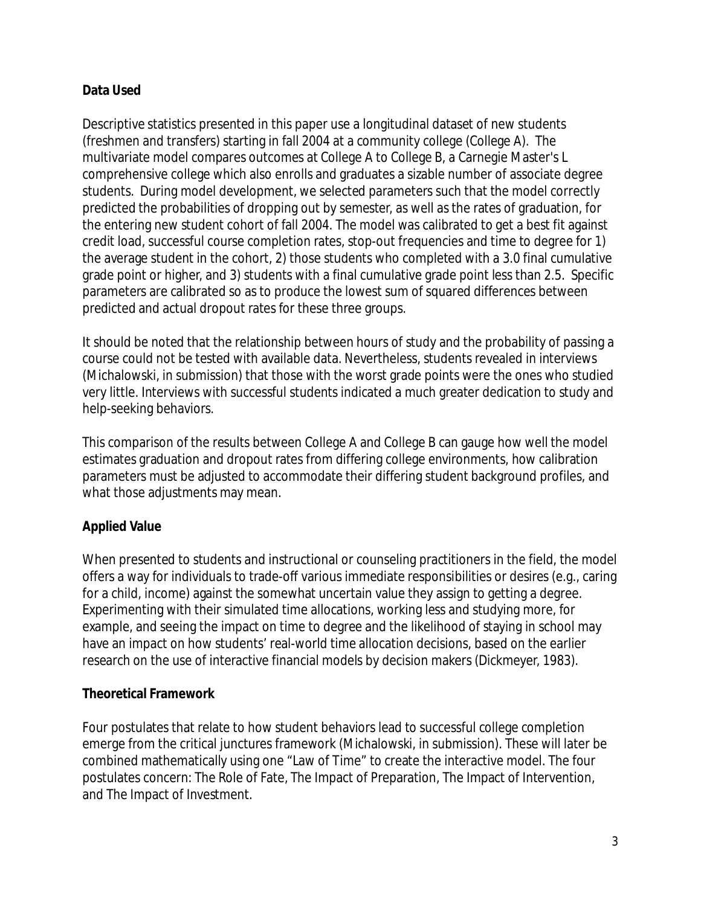**Data Used**

Descriptive statistics presented in this paper use a longitudinal dataset of new students (freshmen and transfers) starting in fall 2004 at a community college (College A). The multivariate model compares outcomes at College A to College B, a Carnegie Master's L comprehensive college which also enrolls and graduates a sizable number of associate degree students. During model development, we selected parameters such that the model correctly predicted the probabilities of dropping out by semester, as well as the rates of graduation, for the entering new student cohort of fall 2004. The model was calibrated to get a best fit against credit load, successful course completion rates, stop-out frequencies and time to degree for 1) the average student in the cohort, 2) those students who completed with a 3.0 final cumulative grade point or higher, and 3) students with a final cumulative grade point less than 2.5. Specific parameters are calibrated so as to produce the lowest sum of squared differences between predicted and actual dropout rates for these three groups.

It should be noted that the relationship between hours of study and the probability of passing a course could not be tested with available data. Nevertheless, students revealed in interviews (Michalowski, in submission) that those with the worst grade points were the ones who studied very little. Interviews with successful students indicated a much greater dedication to study and help-seeking behaviors.

This comparison of the results between College A and College B can gauge how well the model estimates graduation and dropout rates from differing college environments, how calibration parameters must be adjusted to accommodate their differing student background profiles, and what those adjustments may mean.

**Applied Value**

When presented to students and instructional or counseling practitioners in the field, the model offers a way for individuals to trade-off various immediate responsibilities or desires (e.g., caring for a child, income) against the somewhat uncertain value they assign to getting a degree. Experimenting with their simulated time allocations, working less and studying more, for example, and seeing the impact on time to degree and the likelihood of staying in school may have an impact on how students' real-world time allocation decisions, based on the earlier research on the use of interactive financial models by decision makers (Dickmeyer, 1983).

**Theoretical Framework**

Four postulates that relate to how student behaviors lead to successful college completion emerge from the critical junctures framework (Michalowski, in submission). These will later be combined mathematically using one "Law of Time" to create the interactive model. The four postulates concern: The Role of Fate, The Impact of Preparation, The Impact of Intervention, and The Impact of Investment.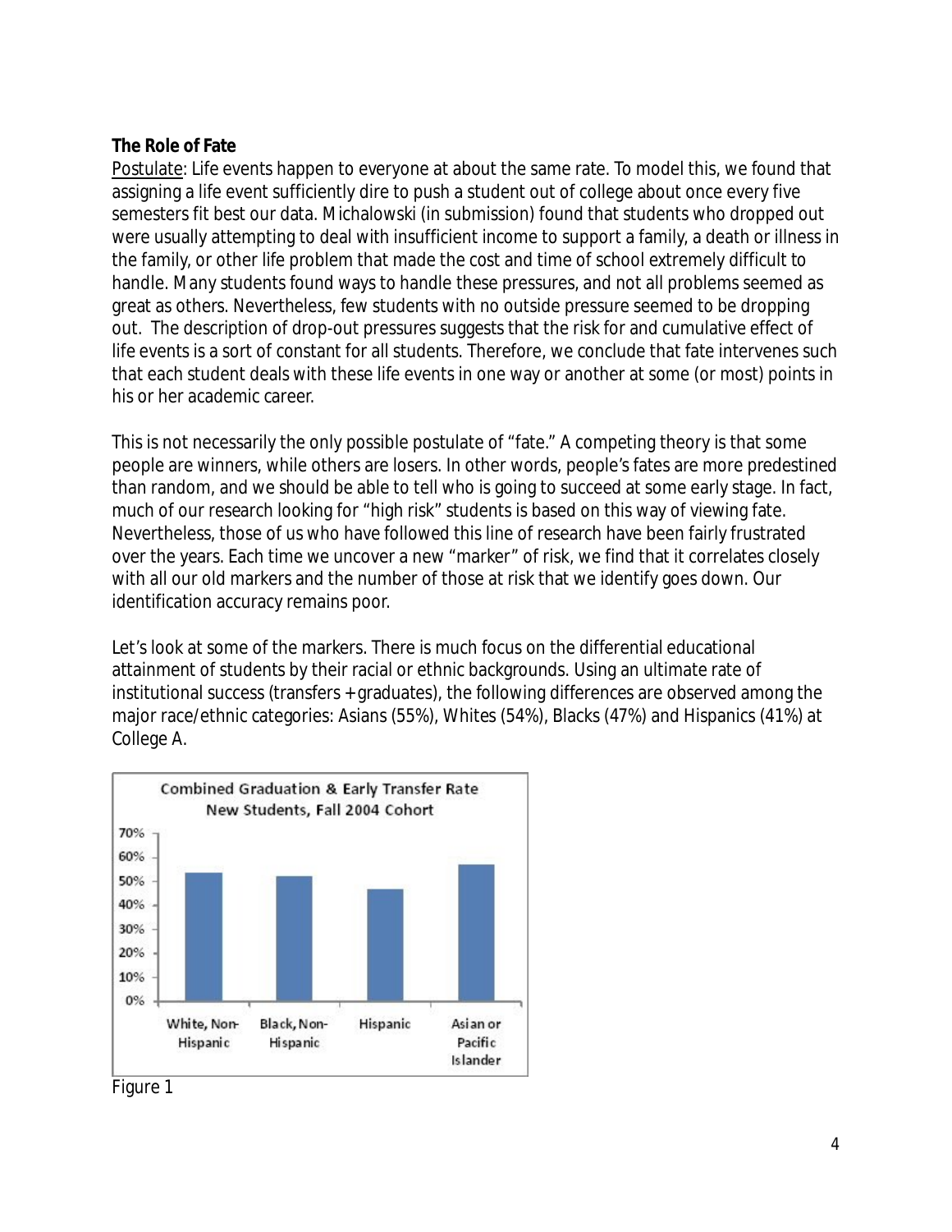**The Role of Fate**

Postulate: Life events happen to everyone at about the same rate. To model this, we found that assigning a life event sufficiently dire to push a student out of college about once every five semesters fit best our data. Michalowski (in submission) found that students who dropped out were usually attempting to deal with insufficient income to support a family, a death or illness in the family, or other life problem that made the cost and time of school extremely difficult to handle. Many students found ways to handle these pressures, and not all problems seemed as great as others. Nevertheless, few students with no outside pressure seemed to be dropping out. The description of drop-out pressures suggests that the risk for and cumulative effect of life events is a sort of constant for all students. Therefore, we conclude that fate intervenes such that each student deals with these life events in one way or another at some (or most) points in his or her academic career.

This is not necessarily the only possible postulate of "fate." A competing theory is that some people are winners, while others are losers. In other words, people's fates are more predestined than random, and we should be able to tell who is going to succeed at some early stage. In fact, much of our research looking for "high risk" students is based on this way of viewing fate. Nevertheless, those of us who have followed this line of research have been fairly frustrated over the years. Each time we uncover a new "marker" of risk, we find that it correlates closely with all our old markers and the number of those at risk that we identify goes down. Our identification accuracy remains poor.

Let's look at some of the markers. There is much focus on the differential educational attainment of students by their racial or ethnic backgrounds. Using an ultimate rate of institutional success (transfers + graduates), the following differences are observed among the major race/ethnic categories: Asians (55%), Whites (54%), Blacks (47%) and Hispanics (41%) at College A.

Figure 1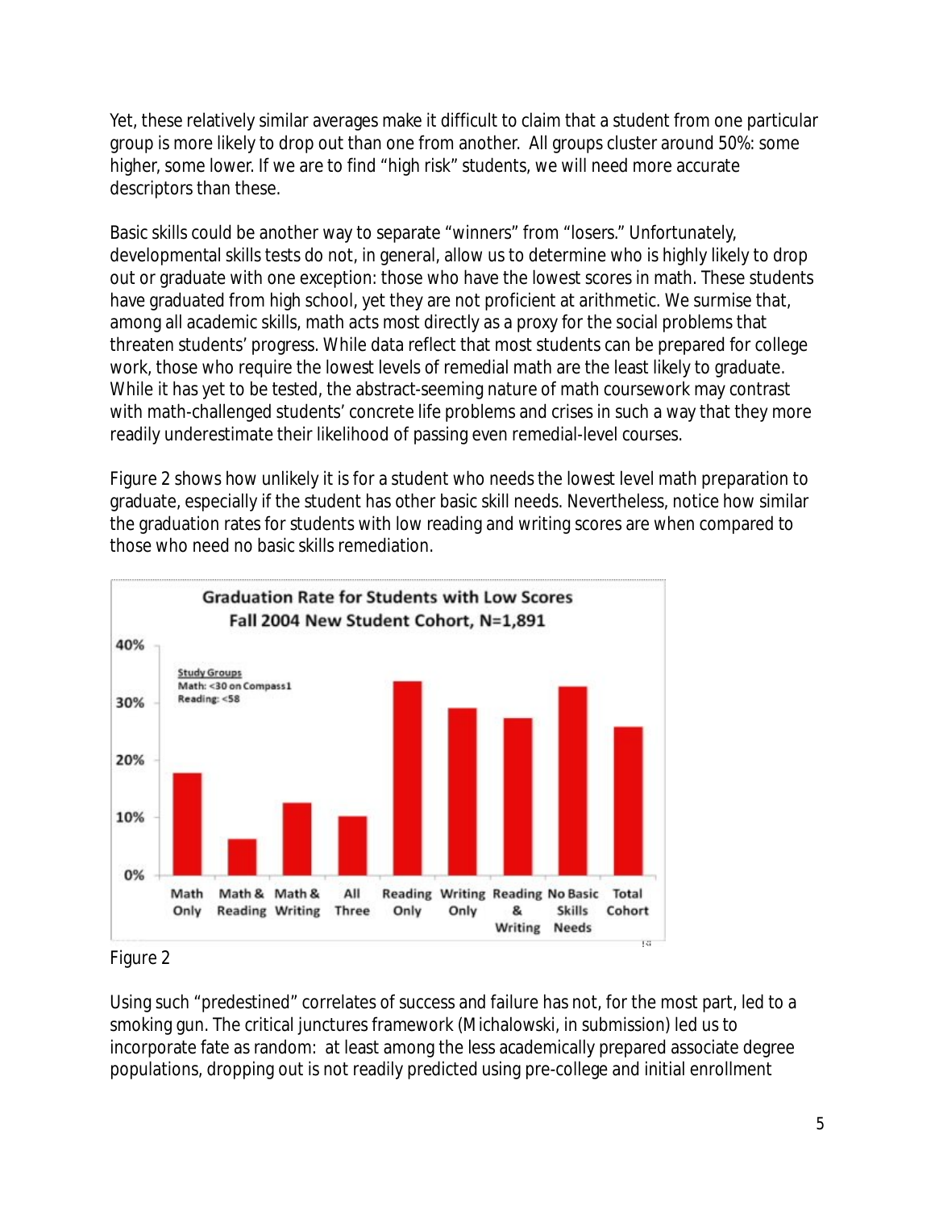Yet, these relatively similar averages make it difficult to claim that a student from one particular group is more likely to drop out than one from another. All groups cluster around 50%: some higher, some lower. If we are to find "high risk" students, we will need more accurate descriptors than these.

Basic skills could be another way to separate "winners" from "losers." Unfortunately, developmental skills tests do not, in general, allow us to determine who is highly likely to drop out or graduate with one exception: those who have the lowest scores in math. These students have graduated from high school, yet they are not proficient at arithmetic. We surmise that, among all academic skills, math acts most directly as a proxy for the social problems that threaten students' progress. While data reflect that most students can be prepared for college work, those who require the lowest levels of remedial math are the least likely to graduate. While it has yet to be tested, the abstract-seeming nature of math coursework may contrast with math-challenged students' concrete life problems and crises in such a way that they more readily underestimate their likelihood of passing even remedial-level courses.

Figure 2 shows how unlikely it is for a student who needs the lowest level math preparation to graduate, especially if the student has other basic skill needs. Nevertheless, notice how similar the graduation rates for students with low reading and writing scores are when compared to those who need no basic skills remediation.

Figure 2

Using such "predestined" correlates of success and failure has not, for the most part, led to a smoking gun. The critical junctures framework (Michalowski, in submission) led us to incorporate fate as random: at least among the less academically prepared associate degree populations, dropping out is not readily predicted using pre-college and initial enrollment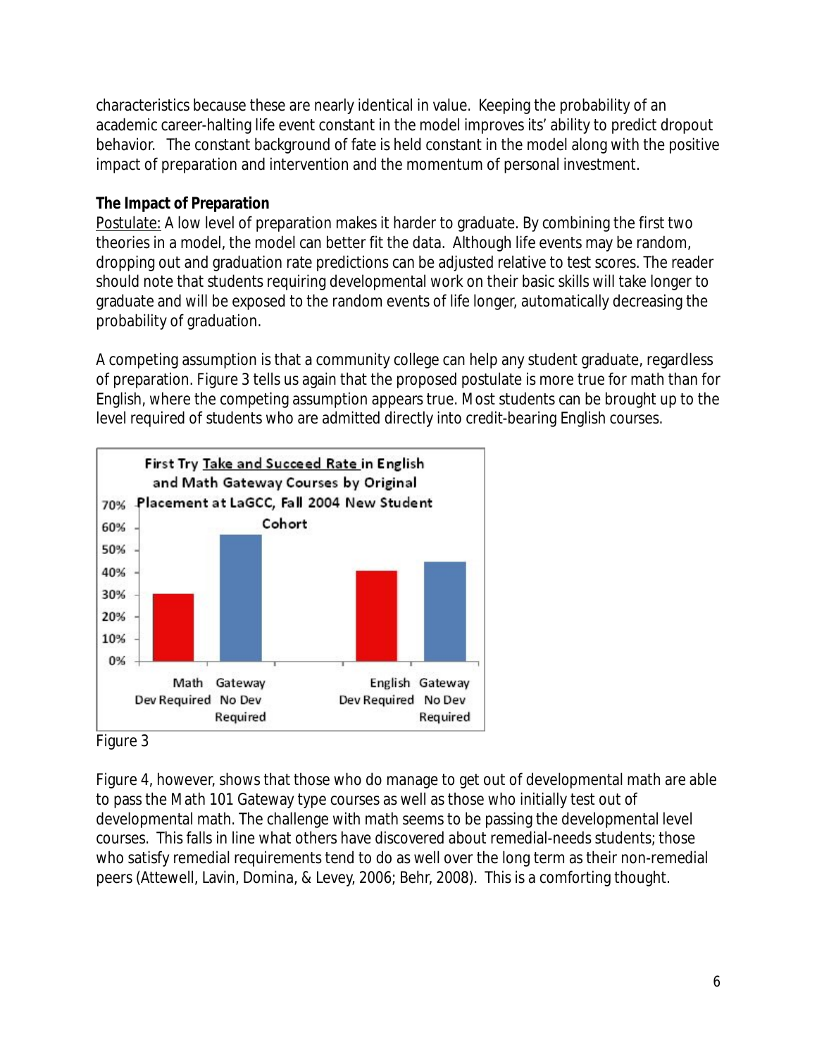characteristics because these are nearly identical in value. Keeping the probability of an academic career-halting life event constant in the model improves its' ability to predict dropout behavior. The constant background of fate is held constant in the model along with the positive impact of preparation and intervention and the momentum of personal investment.

**The Impact of Preparation**

Postulate: A low level of preparation makes it harder to graduate. By combining the first two theories in a model, the model can better fit the data. Although life events may be random, dropping out and graduation rate predictions can be adjusted relative to test scores. The reader should note that students requiring developmental work on their basic skills will take longer to graduate and will be exposed to the random events of life longer, automatically decreasing the probability of graduation.

A competing assumption is that a community college can help any student graduate, regardless of preparation. Figure 3 tells us again that the proposed postulate is more true for math than for English, where the competing assumption appears true. Most students can be brought up to the level required of students who are admitted directly into credit-bearing English courses.

Figure 3

Figure 4, however, shows that those who do manage to get out of developmental math are able to pass the Math 101 Gateway type courses as well as those who initially test out of developmental math. The challenge with math seems to be passing the developmental level courses. This falls in line what others have discovered about remedial-needs students; those who satisfy remedial requirements tend to do as well over the long term as their non-remedial peers (Attewell, Lavin, Domina, & Levey, 2006; Behr, 2008). This is a comforting thought.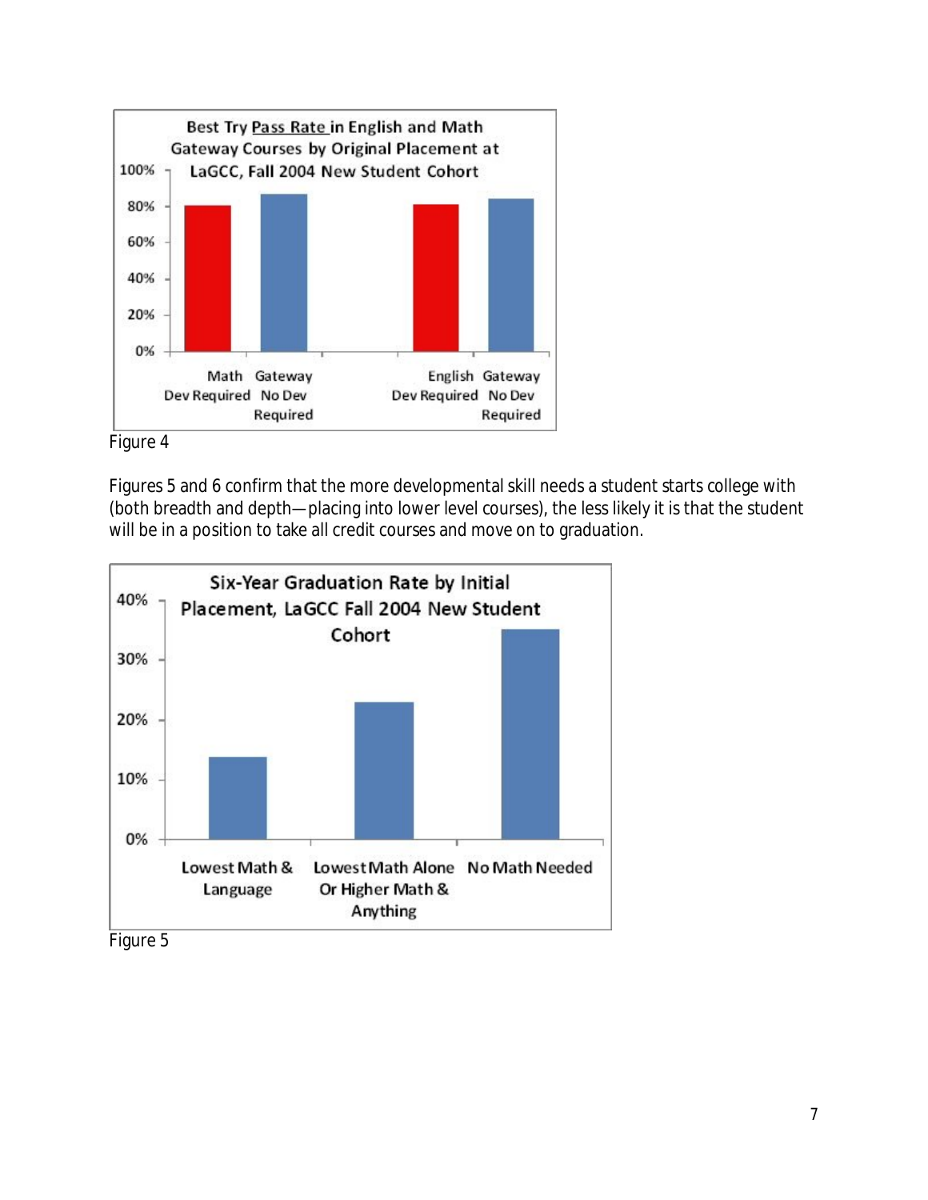Figure 4

Figures 5 and 6 confirm that the more developmental skill needs a student starts college with (both breadth and depth—placing into lower level courses), the less likely it is that the student will be in a position to take all credit courses and move on to graduation.

Figure 5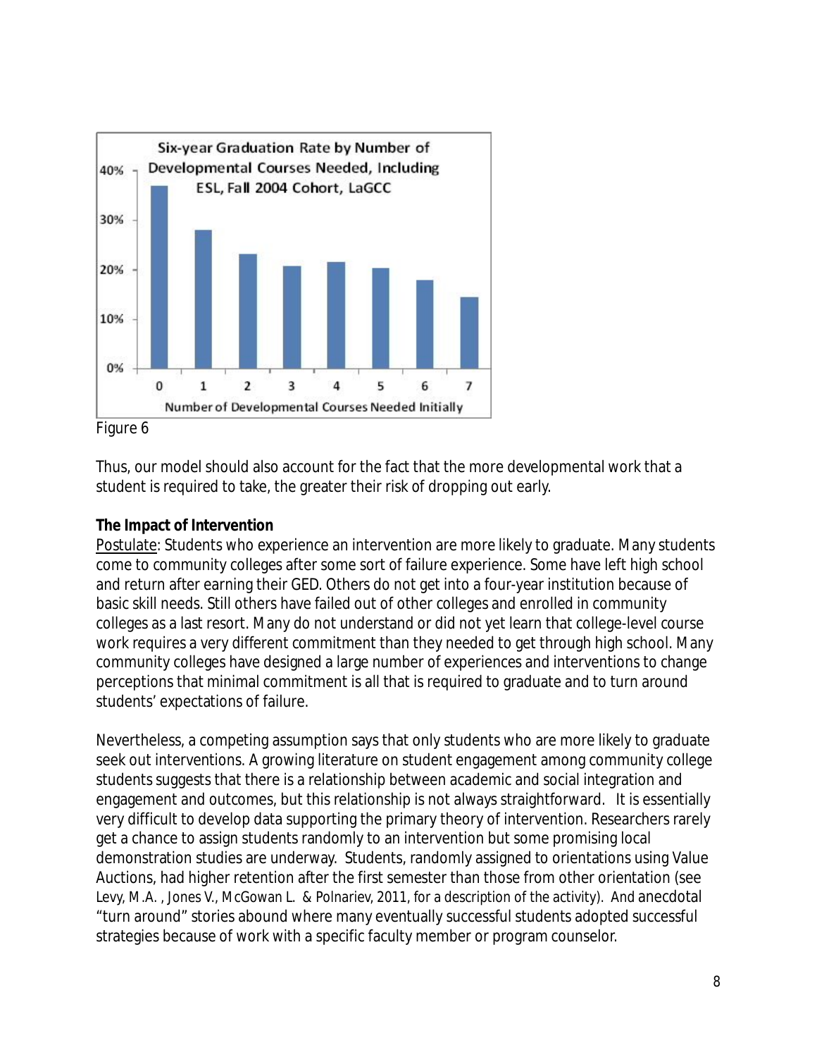Figure 6

Thus, our model should also account for the fact that the more developmental work that a student is required to take, the greater their risk of dropping out early.

**The Impact of Intervention**

Postulate: Students who experience an intervention are more likely to graduate. Many students come to community colleges after some sort of failure experience. Some have left high school and return after earning their GED. Others do not get into a four-year institution because of basic skill needs. Still others have failed out of other colleges and enrolled in community colleges as a last resort. Many do not understand or did not yet learn that college-level course work requires a very different commitment than they needed to get through high school. Many community colleges have designed a large number of experiences and interventions to change perceptions that minimal commitment is all that is required to graduate and to turn around students' expectations of failure.

Nevertheless, a competing assumption says that only students who are more likely to graduate seek out interventions. A growing literature on student engagement among community college students suggests that there is a relationship between academic and social integration and engagement and outcomes, but this relationship is not always straightforward. It is essentially very difficult to develop data supporting the primary theory of intervention. Researchers rarely get a chance to assign students randomly to an intervention but some promising local demonstration studies are underway. Students, randomly assigned to orientations using Value Auctions, had higher retention after the first semester than those from other orientation (see Levy, M.A. , Jones V., McGowan L. & Polnariev, 2011, for a description of the activity). And anecdotal "turn around" stories abound where many eventually successful students adopted successful strategies because of work with a specific faculty member or program counselor.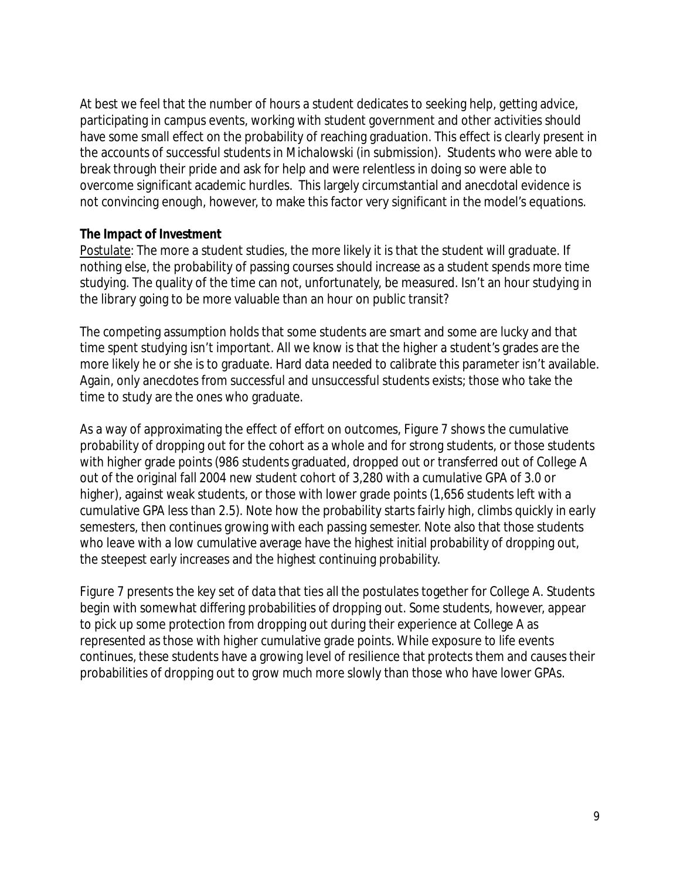At best we feel that the number of hours a student dedicates to seeking help, getting advice, participating in campus events, working with student government and other activities should have some small effect on the probability of reaching graduation. This effect is clearly present in the accounts of successful students in Michalowski (in submission). Students who were able to break through their pride and ask for help and were relentless in doing so were able to overcome significant academic hurdles. This largely circumstantial and anecdotal evidence is not convincing enough, however, to make this factor very significant in the model's equations.

**The Impact of Investment**

Postulate: The more a student studies, the more likely it is that the student will graduate. If nothing else, the probability of passing courses should increase as a student spends more time studying. The quality of the time can not, unfortunately, be measured. Isn't an hour studying in the library going to be more valuable than an hour on public transit?

The competing assumption holds that some students are smart and some are lucky and that time spent studying isn't important. All we know is that the higher a student's grades are the more likely he or she is to graduate. Hard data needed to calibrate this parameter isn't available. Again, only anecdotes from successful and unsuccessful students exists; those who take the time to study are the ones who graduate.

As a way of approximating the effect of effort on outcomes, Figure 7 shows the cumulative probability of dropping out for the cohort as a whole and for strong students, or those students with higher grade points (986 students graduated, dropped out or transferred out of College A out of the original fall 2004 new student cohort of 3,280 with a cumulative GPA of 3.0 or higher), against weak students, or those with lower grade points (1,656 students left with a cumulative GPA less than 2.5). Note how the probability starts fairly high, climbs quickly in early semesters, then continues growing with each passing semester. Note also that those students who leave with a low cumulative average have the highest initial probability of dropping out, the steepest early increases and the highest continuing probability.

Figure 7 presents the key set of data that ties all the postulates together for College A. Students begin with somewhat differing probabilities of dropping out. Some students, however, appear to pick up some protection from dropping out during their experience at College A as represented as those with higher cumulative grade points. While exposure to life events continues, these students have a growing level of resilience that protects them and causes their probabilities of dropping out to grow much more slowly than those who have lower GPAs.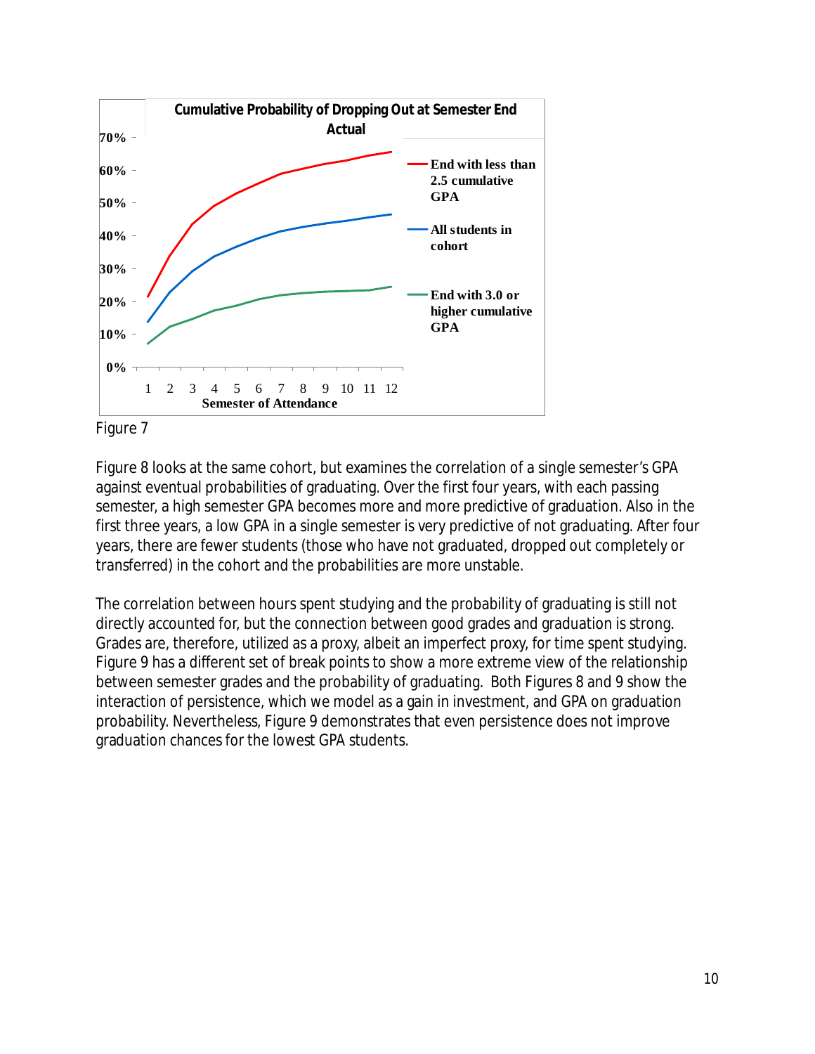Figure 7

Figure 8 looks at the same cohort, but examines the correlation of a single semester's GPA against eventual probabilities of graduating. Over the first four years, with each passing semester, a high semester GPA becomes more and more predictive of graduation. Also in the first three years, a low GPA in a single semester is very predictive of not graduating. After four years, there are fewer students (those who have not graduated, dropped out completely or transferred) in the cohort and the probabilities are more unstable.

The correlation between hours spent studying and the probability of graduating is still not directly accounted for, but the connection between good grades and graduation is strong. Grades are, therefore, utilized as a proxy, albeit an imperfect proxy, for time spent studying. Figure 9 has a different set of break points to show a more extreme view of the relationship between semester grades and the probability of graduating. Both Figures 8 and 9 show the interaction of persistence, which we model as a gain in investment, and GPA on graduation probability. Nevertheless, Figure 9 demonstrates that even persistence does not improve graduation chances for the lowest GPA students.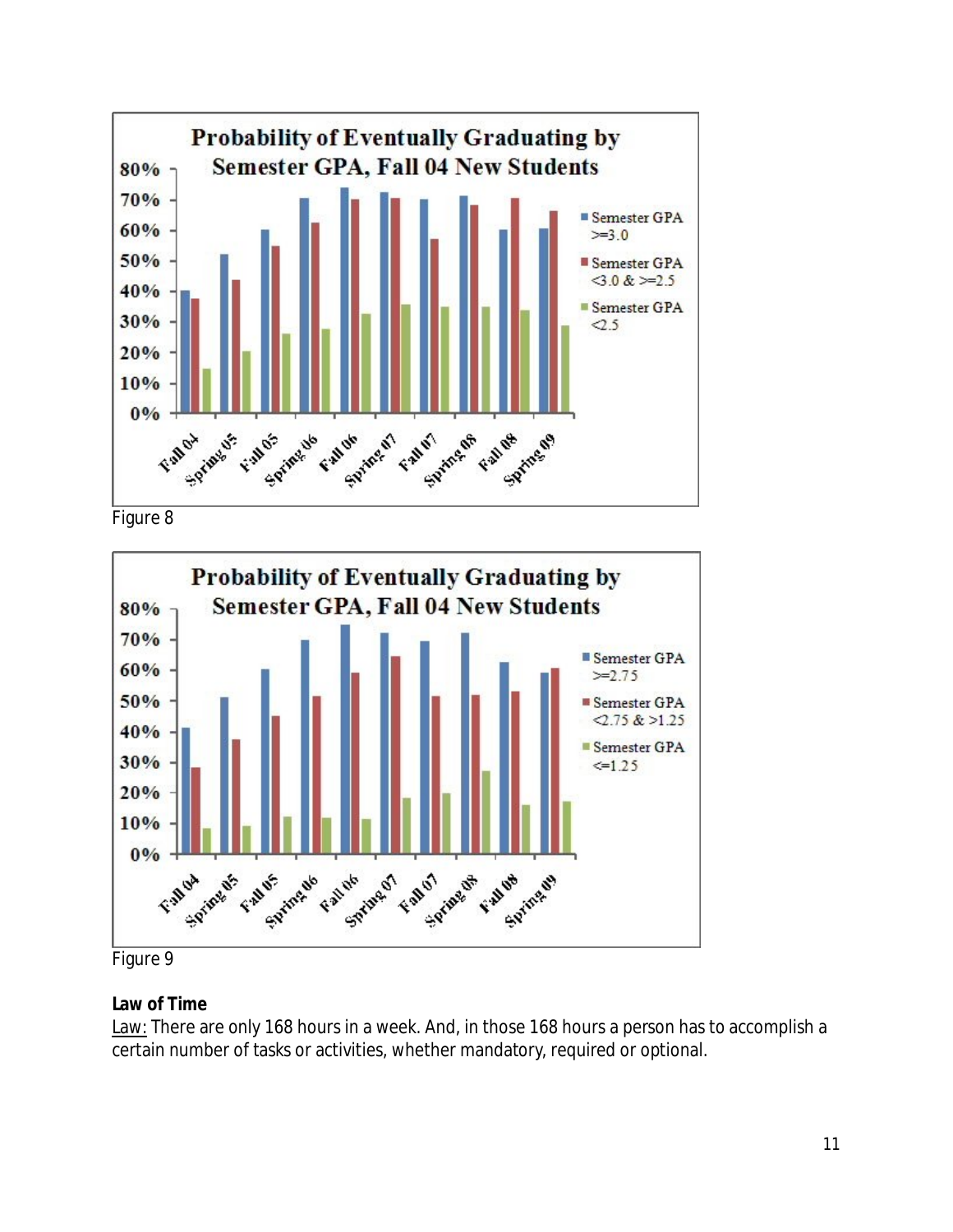Figure 8

Figure 9

**Law of Time**

Law: There are only 168 hours in a week. And, in those 168 hours a person has to accomplish a certain number of tasks or activities, whether mandatory, required or optional.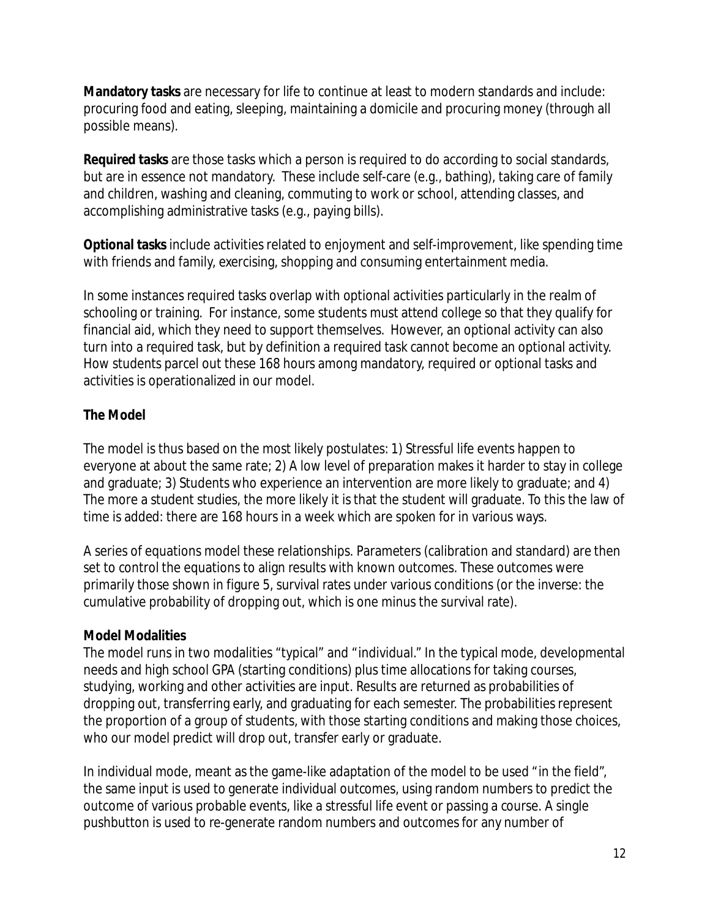**Mandatory tasks** are necessary for life to continue at least to modern standards and include: procuring food and eating, sleeping, maintaining a domicile and procuring money (through all possible means).

**Required tasks** are those tasks which a person is required to do according to social standards, but are in essence not mandatory. These include self-care (e.g., bathing), taking care of family and children, washing and cleaning, commuting to work or school, attending classes, and accomplishing administrative tasks (e.g., paying bills).

**Optional tasks** include activities related to enjoyment and self-improvement, like spending time with friends and family, exercising, shopping and consuming entertainment media.

In some instances required tasks overlap with optional activities particularly in the realm of schooling or training. For instance, some students must attend college so that they qualify for financial aid, which they need to support themselves. However, an optional activity can also turn into a required task, but by definition a required task cannot become an optional activity. How students parcel out these 168 hours among mandatory, required or optional tasks and activities is operationalized in our model.

**The Model**

The model is thus based on the most likely postulates: 1) Stressful life events happen to everyone at about the same rate; 2) A low level of preparation makes it harder to stay in college and graduate; 3) Students who experience an intervention are more likely to graduate; and 4) The more a student studies, the more likely it is that the student will graduate. To this the law of time is added: there are 168 hours in a week which are spoken for in various ways.

A series of equations model these relationships. Parameters (calibration and standard) are then set to control the equations to align results with known outcomes. These outcomes were primarily those shown in figure 5, survival rates under various conditions (or the inverse: the cumulative probability of dropping out, which is one minus the survival rate).

**Model Modalities**

The model runs in two modalities "typical" and "individual." In the typical mode, developmental needs and high school GPA (starting conditions) plus time allocations for taking courses, studying, working and other activities are input. Results are returned as probabilities of dropping out, transferring early, and graduating for each semester. The probabilities represent the proportion of a group of students, with those starting conditions and making those choices, who our model predict will drop out, transfer early or graduate.

In individual mode, meant as the game-like adaptation of the model to be used "in the field", the same input is used to generate individual outcomes, using random numbers to predict the outcome of various probable events, like a stressful life event or passing a course. A single pushbutton is used to re-generate random numbers and outcomes for any number of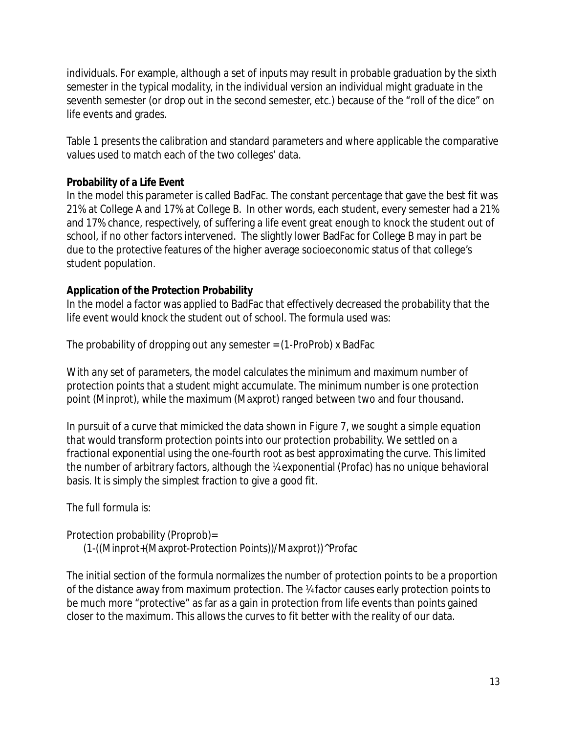individuals. For example, although a set of inputs may result in probable graduation by the sixth semester in the typical modality, in the individual version an individual might graduate in the seventh semester (or drop out in the second semester, etc.) because of the "roll of the dice" on life events and grades.

Table 1 presents the calibration and standard parameters and where applicable the comparative values used to match each of the two colleges' data.

**Probability of a Life Event**

In the model this parameter is called BadFac. The constant percentage that gave the best fit was 21% at College A and 17% at College B. In other words, each student, every semester had a 21% and 17% chance, respectively, of suffering a life event great enough to knock the student out of school, if no other factors intervened. The slightly lower BadFac for College B may in part be due to the protective features of the higher average socioeconomic status of that college's student population.

**Application of the Protection Probability**

In the model a factor was applied to BadFac that effectively decreased the probability that the life event would knock the student out of school. The formula used was:

The probability of dropping out any semester = (1-ProProb) x BadFac

With any set of parameters, the model calculates the minimum and maximum number of protection points that a student might accumulate. The minimum number is one protection point (Minprot), while the maximum (Maxprot) ranged between two and four thousand.

In pursuit of a curve that mimicked the data shown in Figure 7, we sought a simple equation that would transform protection points into our protection probability. We settled on a fractional exponential using the one-fourth root as best approximating the curve. This limited the number of arbitrary factors, although the ¼ exponential (Profac) has no unique behavioral basis. It is simply the simplest fraction to give a good fit.

The full formula is:

Protection probability (Proprob)=
(1-((Minprot+(Maxprot-Protection Points))/Maxprot))^Profac

The initial section of the formula normalizes the number of protection points to be a proportion of the distance away from maximum protection. The ¼ factor causes early protection points to be much more "protective" as far as a gain in protection from life events than points gained closer to the maximum. This allows the curves to fit better with the reality of our data.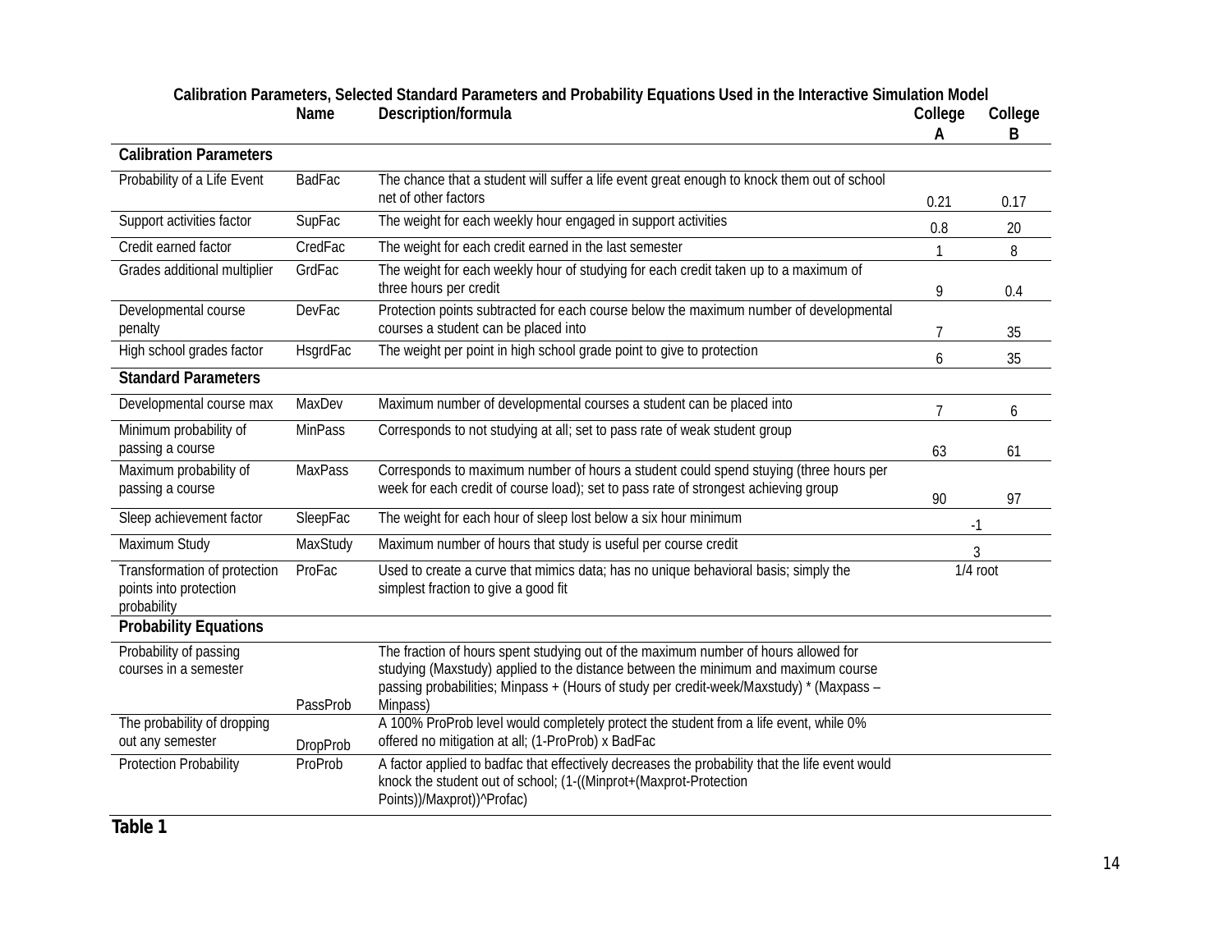**Calibration Parameters, Selected Standard Parameters and Probability Equations Used in the Interactive Simulation Model**

| | Name | Description/formula | College A | College B |
|---|---|---|---|---|
| **Calibration Parameters** | | | | |
| Probability of a Life Event | BadFac | The chance that a student will suffer a life event great enough to knock them out of school net of other factors | 0.21 | 0.17 |
| Support activities factor | SupFac | The weight for each weekly hour engaged in support activities | 0.8 | 20 |
| Credit earned factor | CredFac | The weight for each credit earned in the last semester | 1 | 8 |
| Grades additional multiplier | GrdFac | The weight for each weekly hour of studying for each credit taken up to a maximum of three hours per credit | 9 | 0.4 |
| Developmental course penalty | DevFac | Protection points subtracted for each course below the maximum number of developmental courses a student can be placed into | 7 | 35 |
| High school grades factor | HsgrdFac | The weight per point in high school grade point to give to protection | 6 | 35 |
| **Standard Parameters** | | | | |
| Developmental course max | MaxDev | Maximum number of developmental courses a student can be placed into | 7 | 6 |
| Minimum probability of passing a course | MinPass | Corresponds to not studying at all; set to pass rate of weak student group | 63 | 61 |
| Maximum probability of passing a course | MaxPass | Corresponds to maximum number of hours a student could spend stuying (three hours per week for each credit of course load); set to pass rate of strongest achieving group | 90 | 97 |
| Sleep achievement factor | SleepFac | The weight for each hour of sleep lost below a six hour minimum | -1 | |
| Maximum Study | MaxStudy | Maximum number of hours that study is useful per course credit | 3 | |
| Transformation of protection points into protection probability | ProFac | Used to create a curve that mimics data; has no unique behavioral basis; simply the simplest fraction to give a good fit | 1/4 root | |
| **Probability Equations** | | | | |
| Probability of passing courses in a semester | PassProb | The fraction of hours spent studying out of the maximum number of hours allowed for studying (Maxstudy) applied to the distance between the minimum and maximum course passing probabilities; Minpass + (Hours of study per credit-week/Maxstudy) * (Maxpass – Minpass) | | |
| The probability of dropping out any semester | DropProb | A 100% ProProb level would completely protect the student from a life event, while 0% offered no mitigation at all; (1-ProProb) x BadFac | | |
| Protection Probability | ProProb | A factor applied to badfac that effectively decreases the probability that the life event would knock the student out of school; (1-((Minprot+(Maxprot-Protection Points))/Maxprot))^Profac) | | |

**Table 1**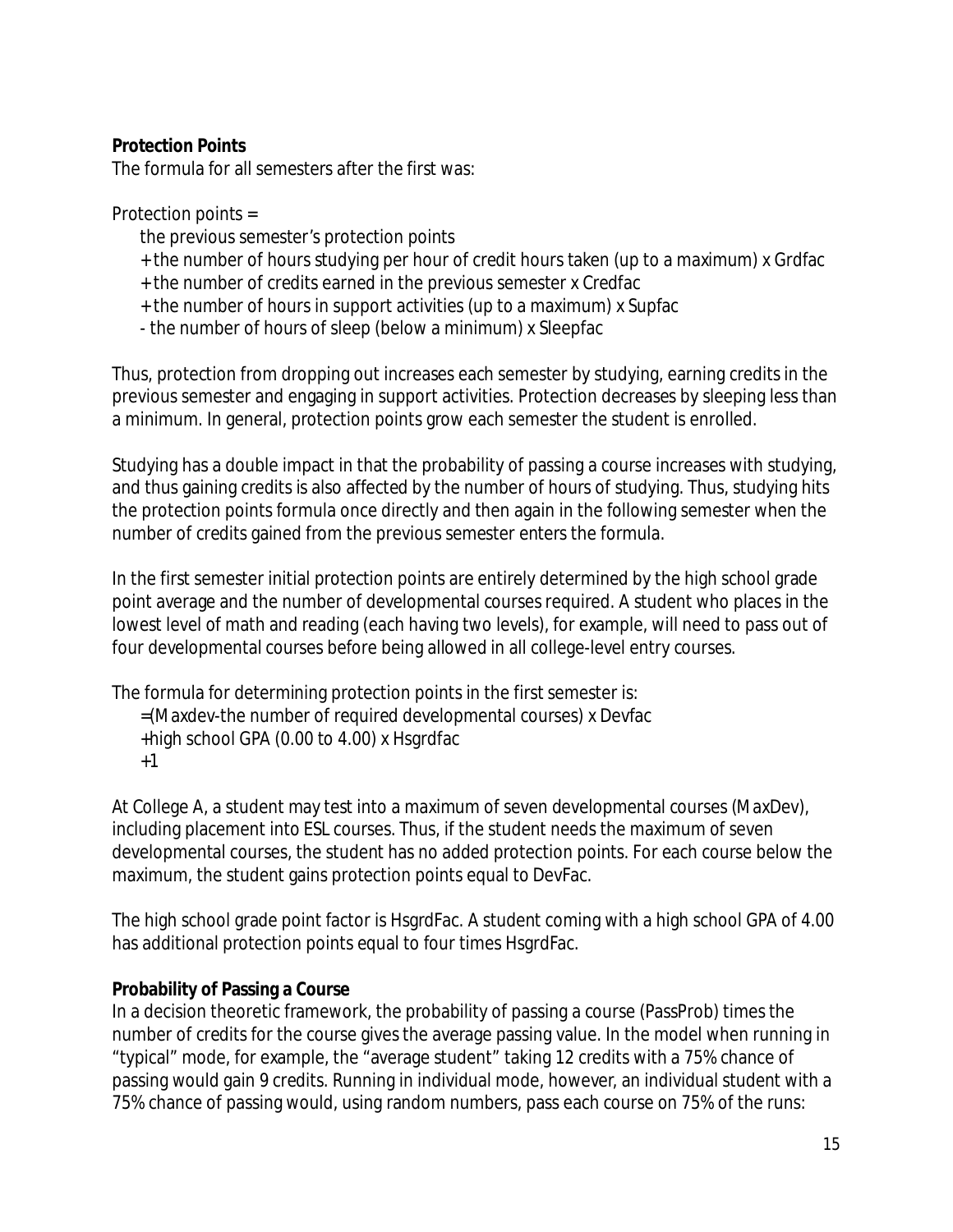**Protection Points**

The formula for all semesters after the first was:

Protection points =

the previous semester's protection points

+ the number of hours studying per hour of credit hours taken (up to a maximum) x Grdfac

+ the number of credits earned in the previous semester x Credfac

+ the number of hours in support activities (up to a maximum) x Supfac

- the number of hours of sleep (below a minimum) x Sleepfac

Thus, protection from dropping out increases each semester by studying, earning credits in the previous semester and engaging in support activities. Protection decreases by sleeping less than a minimum. In general, protection points grow each semester the student is enrolled.

Studying has a double impact in that the probability of passing a course increases with studying, and thus gaining credits is also affected by the number of hours of studying. Thus, studying hits the protection points formula once directly and then again in the following semester when the number of credits gained from the previous semester enters the formula.

In the first semester initial protection points are entirely determined by the high school grade point average and the number of developmental courses required. A student who places in the lowest level of math and reading (each having two levels), for example, will need to pass out of four developmental courses before being allowed in all college-level entry courses.

The formula for determining protection points in the first semester is:

=(Maxdev-the number of required developmental courses) x Devfac

+high school GPA (0.00 to 4.00) x Hsgrdfac

+1

At College A, a student may test into a maximum of seven developmental courses (MaxDev), including placement into ESL courses. Thus, if the student needs the maximum of seven developmental courses, the student has no added protection points. For each course below the maximum, the student gains protection points equal to DevFac.

The high school grade point factor is HsgrdFac. A student coming with a high school GPA of 4.00 has additional protection points equal to four times HsgrdFac.

**Probability of Passing a Course**

In a decision theoretic framework, the probability of passing a course (PassProb) times the number of credits for the course gives the average passing value. In the model when running in "typical" mode, for example, the "average student" taking 12 credits with a 75% chance of passing would gain 9 credits. Running in individual mode, however, an individual student with a 75% chance of passing would, using random numbers, pass each course on 75% of the runs: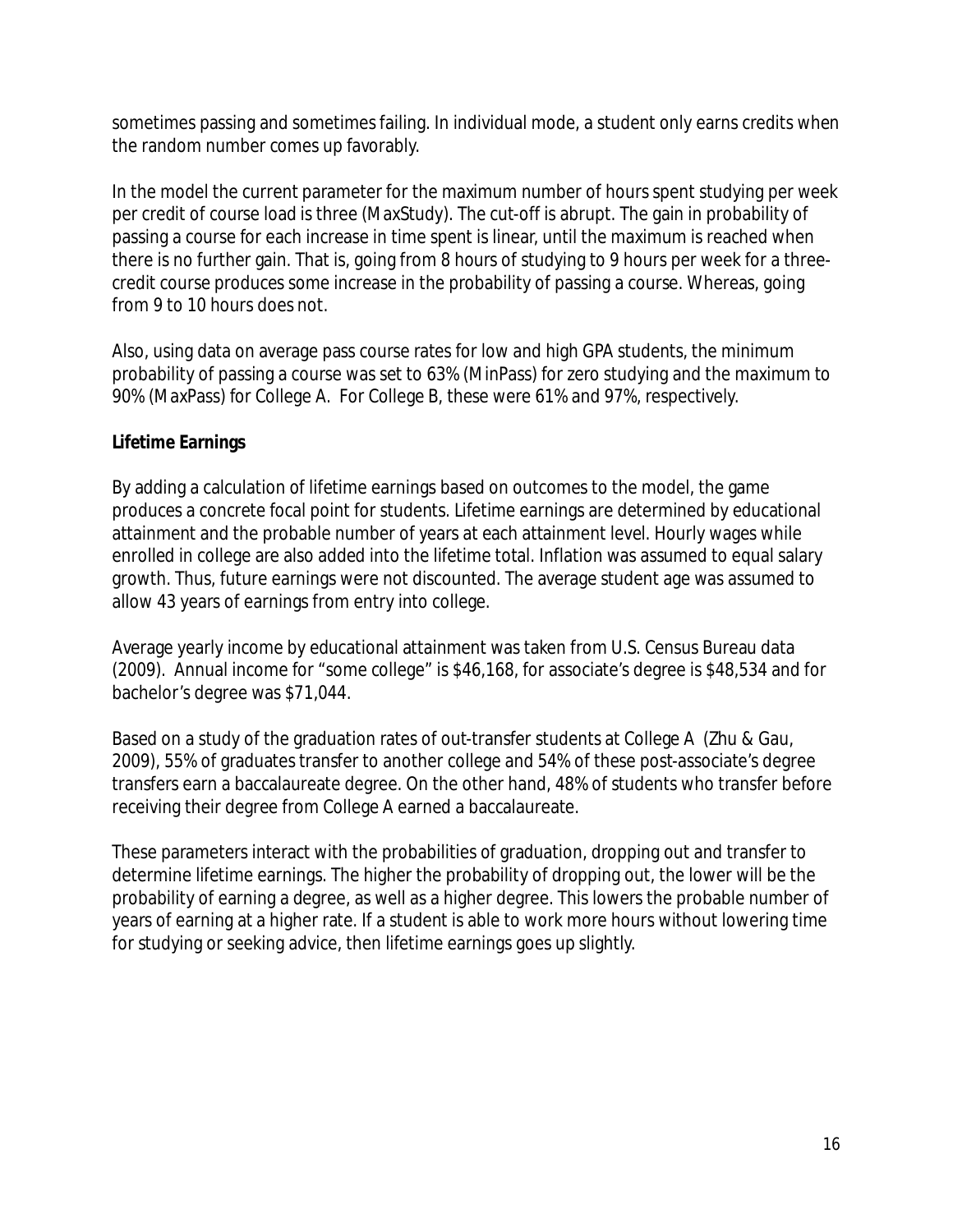sometimes passing and sometimes failing. In individual mode, a student only earns credits when the random number comes up favorably.

In the model the current parameter for the maximum number of hours spent studying per week per credit of course load is three (MaxStudy). The cut-off is abrupt. The gain in probability of passing a course for each increase in time spent is linear, until the maximum is reached when there is no further gain. That is, going from 8 hours of studying to 9 hours per week for a three-credit course produces some increase in the probability of passing a course. Whereas, going from 9 to 10 hours does not.

Also, using data on average pass course rates for low and high GPA students, the minimum probability of passing a course was set to 63% (MinPass) for zero studying and the maximum to 90% (MaxPass) for College A. For College B, these were 61% and 97%, respectively.

**Lifetime Earnings**

By adding a calculation of lifetime earnings based on outcomes to the model, the game produces a concrete focal point for students. Lifetime earnings are determined by educational attainment and the probable number of years at each attainment level. Hourly wages while enrolled in college are also added into the lifetime total. Inflation was assumed to equal salary growth. Thus, future earnings were not discounted. The average student age was assumed to allow 43 years of earnings from entry into college.

Average yearly income by educational attainment was taken from U.S. Census Bureau data (2009). Annual income for "some college" is $46,168, for associate's degree is $48,534 and for bachelor's degree was $71,044.

Based on a study of the graduation rates of out-transfer students at College A (Zhu & Gau, 2009), 55% of graduates transfer to another college and 54% of these post-associate's degree transfers earn a baccalaureate degree. On the other hand, 48% of students who transfer before receiving their degree from College A earned a baccalaureate.

These parameters interact with the probabilities of graduation, dropping out and transfer to determine lifetime earnings. The higher the probability of dropping out, the lower will be the probability of earning a degree, as well as a higher degree. This lowers the probable number of years of earning at a higher rate. If a student is able to work more hours without lowering time for studying or seeking advice, then lifetime earnings goes up slightly.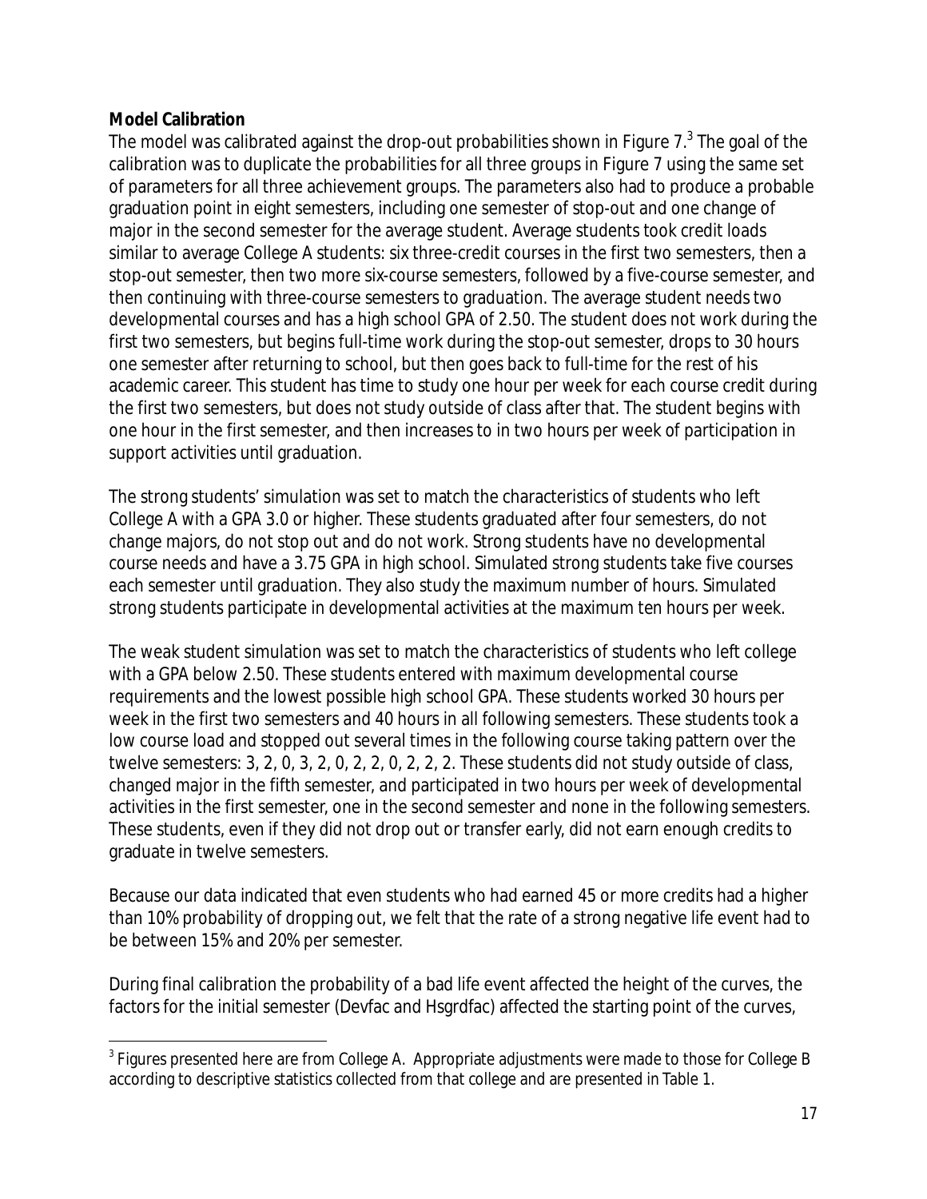**Model Calibration**

The model was calibrated against the drop-out probabilities shown in Figure 7.[3] The goal of the calibration was to duplicate the probabilities for all three groups in Figure 7 using the same set of parameters for all three achievement groups. The parameters also had to produce a probable graduation point in eight semesters, including one semester of stop-out and one change of major in the second semester for the average student. Average students took credit loads similar to average College A students: six three-credit courses in the first two semesters, then a stop-out semester, then two more six-course semesters, followed by a five-course semester, and then continuing with three-course semesters to graduation. The average student needs two developmental courses and has a high school GPA of 2.50. The student does not work during the first two semesters, but begins full-time work during the stop-out semester, drops to 30 hours one semester after returning to school, but then goes back to full-time for the rest of his academic career. This student has time to study one hour per week for each course credit during the first two semesters, but does not study outside of class after that. The student begins with one hour in the first semester, and then increases to in two hours per week of participation in support activities until graduation.

The strong students' simulation was set to match the characteristics of students who left College A with a GPA 3.0 or higher. These students graduated after four semesters, do not change majors, do not stop out and do not work. Strong students have no developmental course needs and have a 3.75 GPA in high school. Simulated strong students take five courses each semester until graduation. They also study the maximum number of hours. Simulated strong students participate in developmental activities at the maximum ten hours per week.

The weak student simulation was set to match the characteristics of students who left college with a GPA below 2.50. These students entered with maximum developmental course requirements and the lowest possible high school GPA. These students worked 30 hours per week in the first two semesters and 40 hours in all following semesters. These students took a low course load and stopped out several times in the following course taking pattern over the twelve semesters: 3, 2, 0, 3, 2, 0, 2, 2, 0, 2, 2, 2. These students did not study outside of class, changed major in the fifth semester, and participated in two hours per week of developmental activities in the first semester, one in the second semester and none in the following semesters. These students, even if they did not drop out or transfer early, did not earn enough credits to graduate in twelve semesters.

Because our data indicated that even students who had earned 45 or more credits had a higher than 10% probability of dropping out, we felt that the rate of a strong negative life event had to be between 15% and 20% per semester.

During final calibration the probability of a bad life event affected the height of the curves, the factors for the initial semester (Devfac and Hsgrdfac) affected the starting point of the curves,

[3] Figures presented here are from College A. Appropriate adjustments were made to those for College B according to descriptive statistics collected from that college and are presented in Table 1.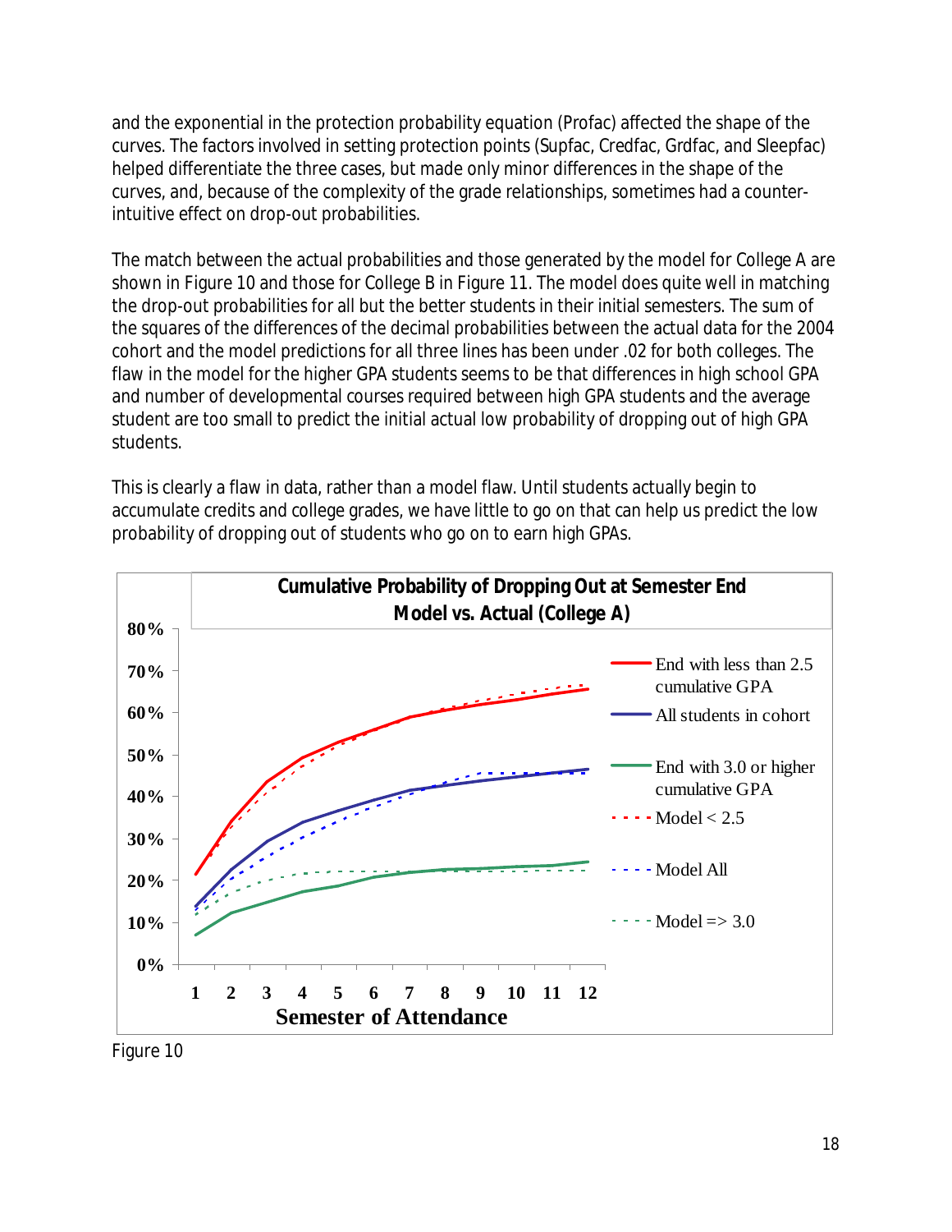and the exponential in the protection probability equation (Profac) affected the shape of the curves. The factors involved in setting protection points (Supfac, Credfac, Grdfac, and Sleepfac) helped differentiate the three cases, but made only minor differences in the shape of the curves, and, because of the complexity of the grade relationships, sometimes had a counter-intuitive effect on drop-out probabilities.

The match between the actual probabilities and those generated by the model for College A are shown in Figure 10 and those for College B in Figure 11. The model does quite well in matching the drop-out probabilities for all but the better students in their initial semesters. The sum of the squares of the differences of the decimal probabilities between the actual data for the 2004 cohort and the model predictions for all three lines has been under .02 for both colleges. The flaw in the model for the higher GPA students seems to be that differences in high school GPA and number of developmental courses required between high GPA students and the average student are too small to predict the initial actual low probability of dropping out of high GPA students.

This is clearly a flaw in data, rather than a model flaw. Until students actually begin to accumulate credits and college grades, we have little to go on that can help us predict the low probability of dropping out of students who go on to earn high GPAs.

Figure 10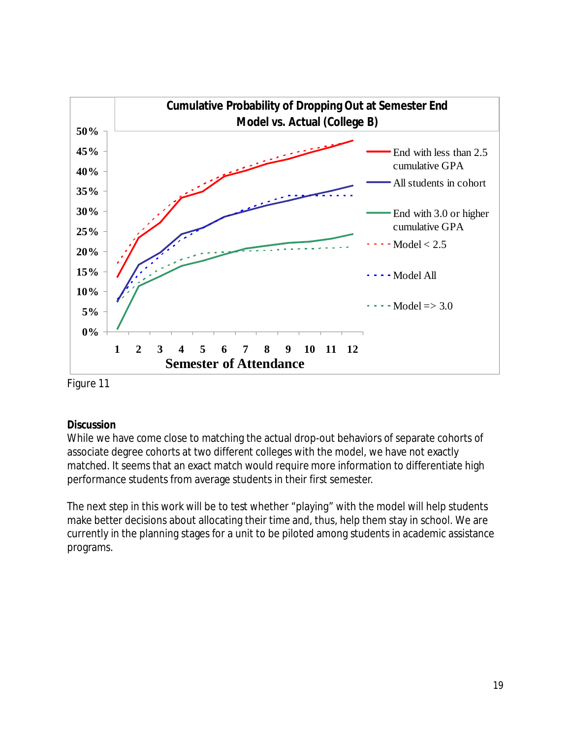Figure 11

**Discussion**

While we have come close to matching the actual drop-out behaviors of separate cohorts of associate degree cohorts at two different colleges with the model, we have not exactly matched. It seems that an exact match would require more information to differentiate high performance students from average students in their first semester.

The next step in this work will be to test whether "playing" with the model will help students make better decisions about allocating their time and, thus, help them stay in school. We are currently in the planning stages for a unit to be piloted among students in academic assistance programs.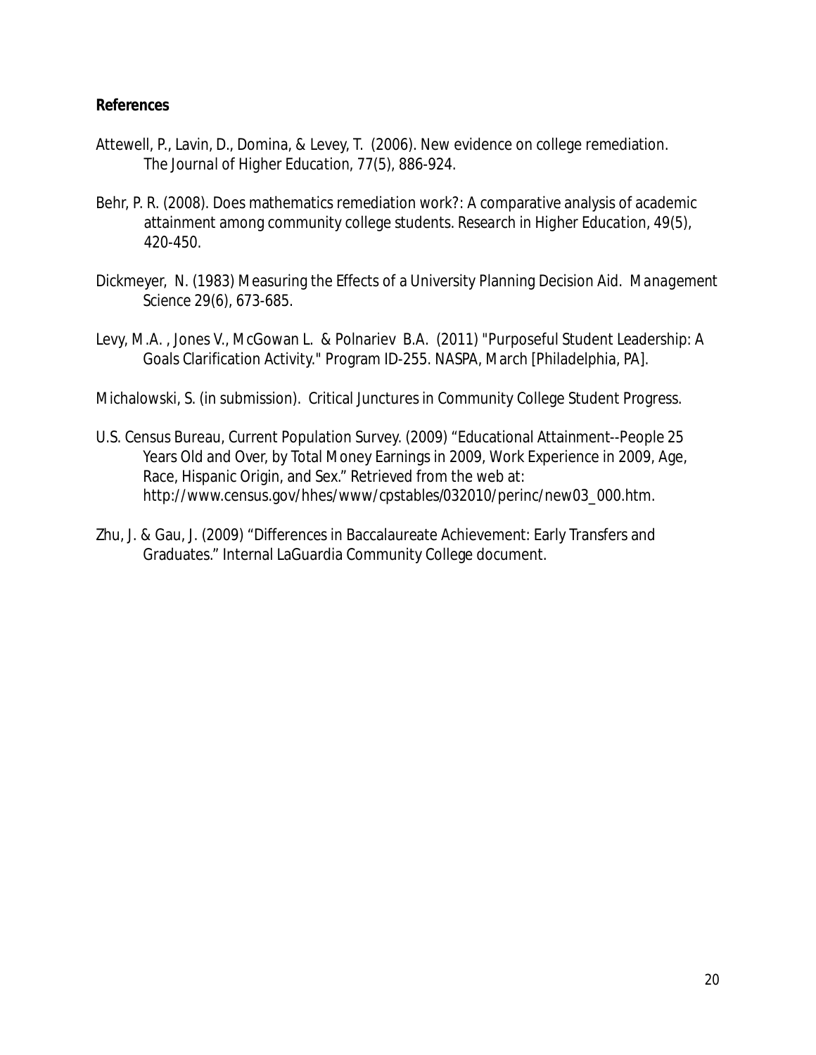**References**

Attewell, P., Lavin, D., Domina, & Levey, T. (2006). New evidence on college remediation. *The Journal of Higher Education*, 77(5), 886-924.

Behr, P. R. (2008). Does mathematics remediation work?: A comparative analysis of academic attainment among community college students. Research in Higher Education, 49(5), 420-450.

Dickmeyer, N. (1983) Measuring the Effects of a University Planning Decision Aid. *Management Science* 29(6), 673-685.

Levy, M.A. , Jones V., McGowan L. & Polnariev B.A. (2011) "Purposeful Student Leadership: A Goals Clarification Activity." Program ID-255. NASPA, March [Philadelphia, PA].

Michalowski, S. (in submission). Critical Junctures in Community College Student Progress.

U.S. Census Bureau, Current Population Survey. (2009) "Educational Attainment--People 25 Years Old and Over, by Total Money Earnings in 2009, Work Experience in 2009, Age, Race, Hispanic Origin, and Sex." Retrieved from the web at: http://www.census.gov/hhes/www/cpstables/032010/perinc/new03_000.htm.

Zhu, J. & Gau, J. (2009) "Differences in Baccalaureate Achievement: Early Transfers and Graduates." Internal LaGuardia Community College document.